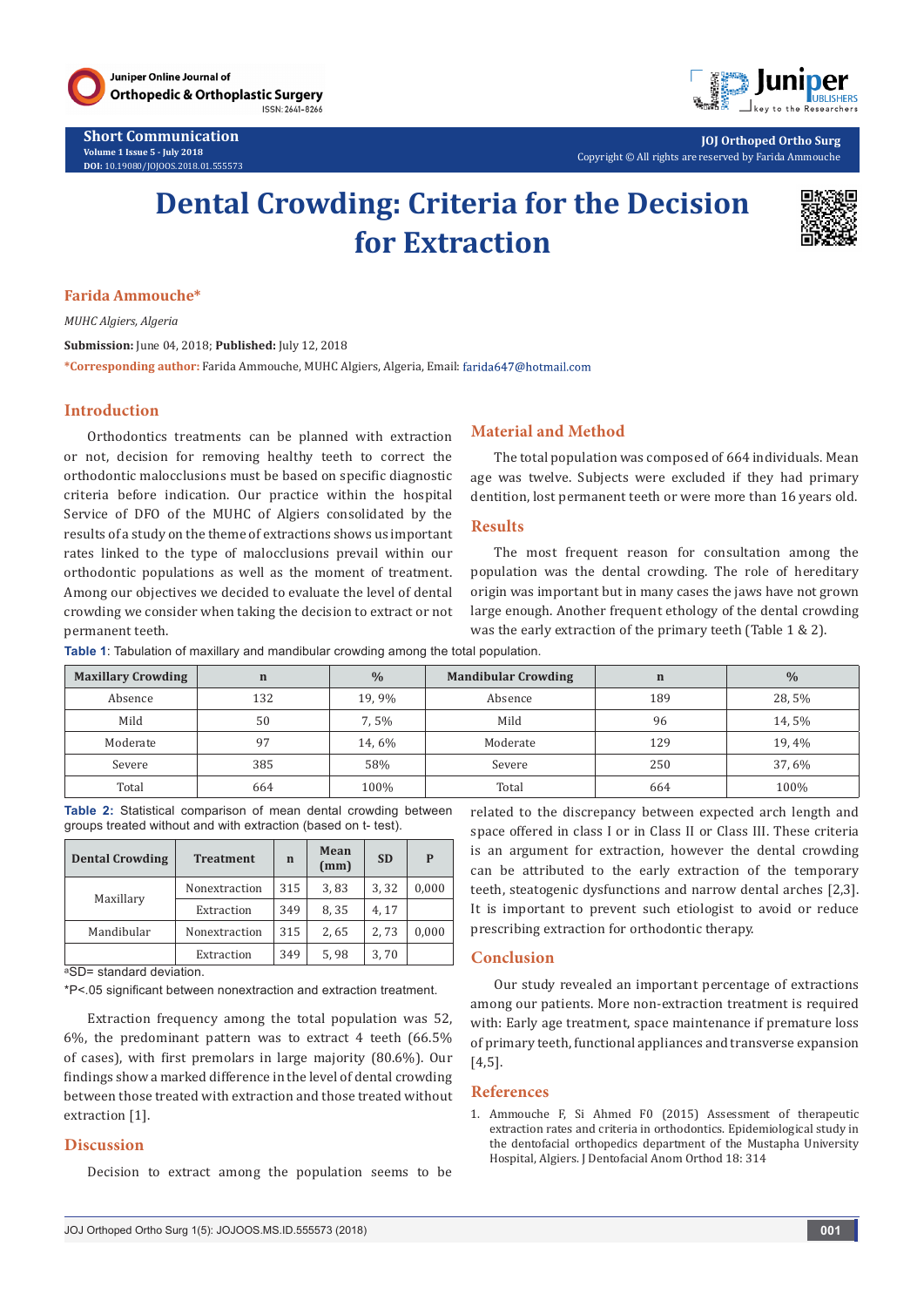**Short Communication**

# Dental Crowding: Criteria for the Decision for Extraction

**Farida Ammouche***

*MUHC Algiers, Algeria*

**Submission:** June 04, 2018; **Published:** July 12, 2018

***Corresponding author:** Farida Ammouche, MUHC Algiers, Algeria, Email: farida647@hotmail.com

## Introduction

Orthodontics treatments can be planned with extraction or not, decision for removing healthy teeth to correct the orthodontic malocclusions must be based on specific diagnostic criteria before indication. Our practice within the hospital Service of DFO of the MUHC of Algiers consolidated by the results of a study on the theme of extractions shows us important rates linked to the type of malocclusions prevail within our orthodontic populations as well as the moment of treatment. Among our objectives we decided to evaluate the level of dental crowding we consider when taking the decision to extract or not permanent teeth.

## Material and Method

The total population was composed of 664 individuals. Mean age was twelve. Subjects were excluded if they had primary dentition, lost permanent teeth or were more than 16 years old.

## Results

The most frequent reason for consultation among the population was the dental crowding. The role of hereditary origin was important but in many cases the jaws have not grown large enough. Another frequent ethology of the dental crowding was the early extraction of the primary teeth (Table 1 & 2).

**Table 1**: Tabulation of maxillary and mandibular crowding among the total population.

| Maxillary Crowding | n | % | Mandibular Crowding | n | % |
|---|---|---|---|---|---|
| Absence | 132 | 19, 9% | Absence | 189 | 28, 5% |
| Mild | 50 | 7, 5% | Mild | 96 | 14, 5% |
| Moderate | 97 | 14, 6% | Moderate | 129 | 19, 4% |
| Severe | 385 | 58% | Severe | 250 | 37, 6% |
| Total | 664 | 100% | Total | 664 | 100% |

**Table 2:** Statistical comparison of mean dental crowding between groups treated without and with extraction (based on t- test).

| Dental Crowding | Treatment | n | Mean (mm) | SD | P |
|---|---|---|---|---|---|
| Maxillary | Nonextraction | 315 | 3, 83 | 3, 32 | 0,000 |
| | Extraction | 349 | 8, 35 | 4, 17 | |
| Mandibular | Nonextraction | 315 | 2, 65 | 2, 73 | 0,000 |
| | Extraction | 349 | 5, 98 | 3, 70 | |

[a]SD= standard deviation.

*P<.05 significant between nonextraction and extraction treatment.

Extraction frequency among the total population was 52, 6%, the predominant pattern was to extract 4 teeth (66.5% of cases), with first premolars in large majority (80.6%). Our findings show a marked difference in the level of dental crowding between those treated with extraction and those treated without extraction [1].

## Discussion

Decision to extract among the population seems to be related to the discrepancy between expected arch length and space offered in class I or in Class II or Class III. These criteria is an argument for extraction, however the dental crowding can be attributed to the early extraction of the temporary teeth, steatogenic dysfunctions and narrow dental arches [2,3]. It is important to prevent such etiologist to avoid or reduce prescribing extraction for orthodontic therapy.

## Conclusion

Our study revealed an important percentage of extractions among our patients. More non-extraction treatment is required with: Early age treatment, space maintenance if premature loss of primary teeth, functional appliances and transverse expansion [4,5].

## References

1. Ammouche F, Si Ahmed F0 (2015) Assessment of therapeutic extraction rates and criteria in orthodontics. Epidemiological study in the dentofacial orthopedics department of the Mustapha University Hospital, Algiers. J Dentofacial Anom Orthod 18: 314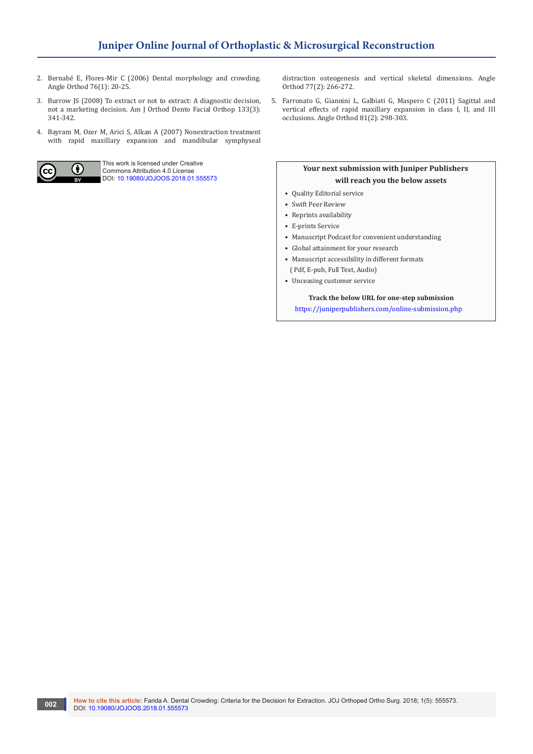2. Bernabé E, Flores-Mir C (2006) Dental morphology and crowding. Angle Orthod 76(1): 20-25.
3. Burrow JS (2008) To extract or not to extract: A diagnostic decision, not a marketing decision. Am J Orthod Dento Facial Orthop 133(3): 341-342.
4. Bayram M, Ozer M, Arici S, Alkan A (2007) Nonextraction treatment with rapid maxillary expansion and mandibular symphyseal distraction osteogenesis and vertical skeletal dimensions. Angle Orthod 77(2): 266-272.
5. Farronato G, Giannini L, Galbiati G, Maspero C (2011) Sagittal and vertical effects of rapid maxillary expansion in class I, II, and III occlusions. Angle Orthod 81(2): 298-303.

This work is licensed under Creative Commons Attribution 4.0 License
DOI: 10.19080/JOJOOS.2018.01.555573

**Your next submission with Juniper Publishers will reach you the below assets**

- Quality Editorial service
- Swift Peer Review
- Reprints availability
- E-prints Service
- Manuscript Podcast for convenient understanding
- Global attainment for your research
- Manuscript accessibility in different formats ( Pdf, E-pub, Full Text, Audio)
- Unceasing customer service

**Track the below URL for one-step submission**
https://juniperpublishers.com/online-submission.php